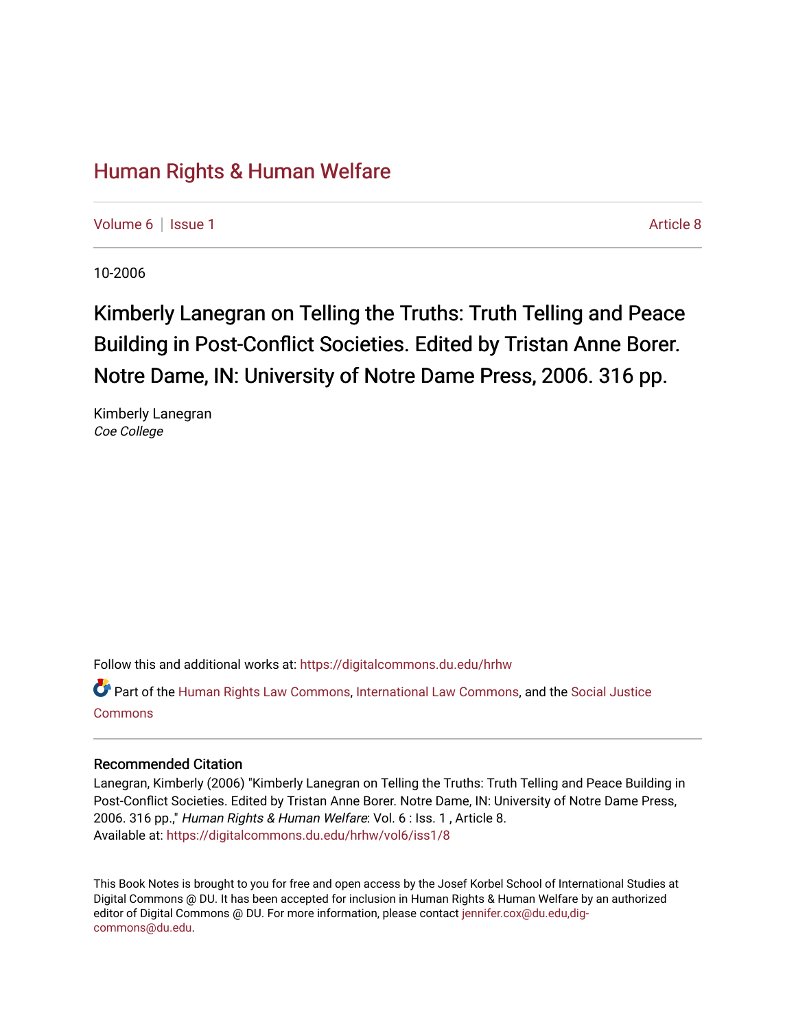# Human Rights & Human Welfare

Volume 6 | Issue 1 Article 8

10-2006

## Kimberly Lanegran on Telling the Truths: Truth Telling and Peace Building in Post-Conflict Societies. Edited by Tristan Anne Borer. Notre Dame, IN: University of Notre Dame Press, 2006. 316 pp.

Kimberly Lanegran
*Coe College*

Follow this and additional works at: https://digitalcommons.du.edu/hrhw

Part of the Human Rights Law Commons, International Law Commons, and the Social Justice Commons

### Recommended Citation

Lanegran, Kimberly (2006) "Kimberly Lanegran on Telling the Truths: Truth Telling and Peace Building in Post-Conflict Societies. Edited by Tristan Anne Borer. Notre Dame, IN: University of Notre Dame Press, 2006. 316 pp.," *Human Rights & Human Welfare*: Vol. 6 : Iss. 1 , Article 8.
Available at: https://digitalcommons.du.edu/hrhw/vol6/iss1/8

This Book Notes is brought to you for free and open access by the Josef Korbel School of International Studies at Digital Commons @ DU. It has been accepted for inclusion in Human Rights & Human Welfare by an authorized editor of Digital Commons @ DU. For more information, please contact jennifer.cox@du.edu,dig-commons@du.edu.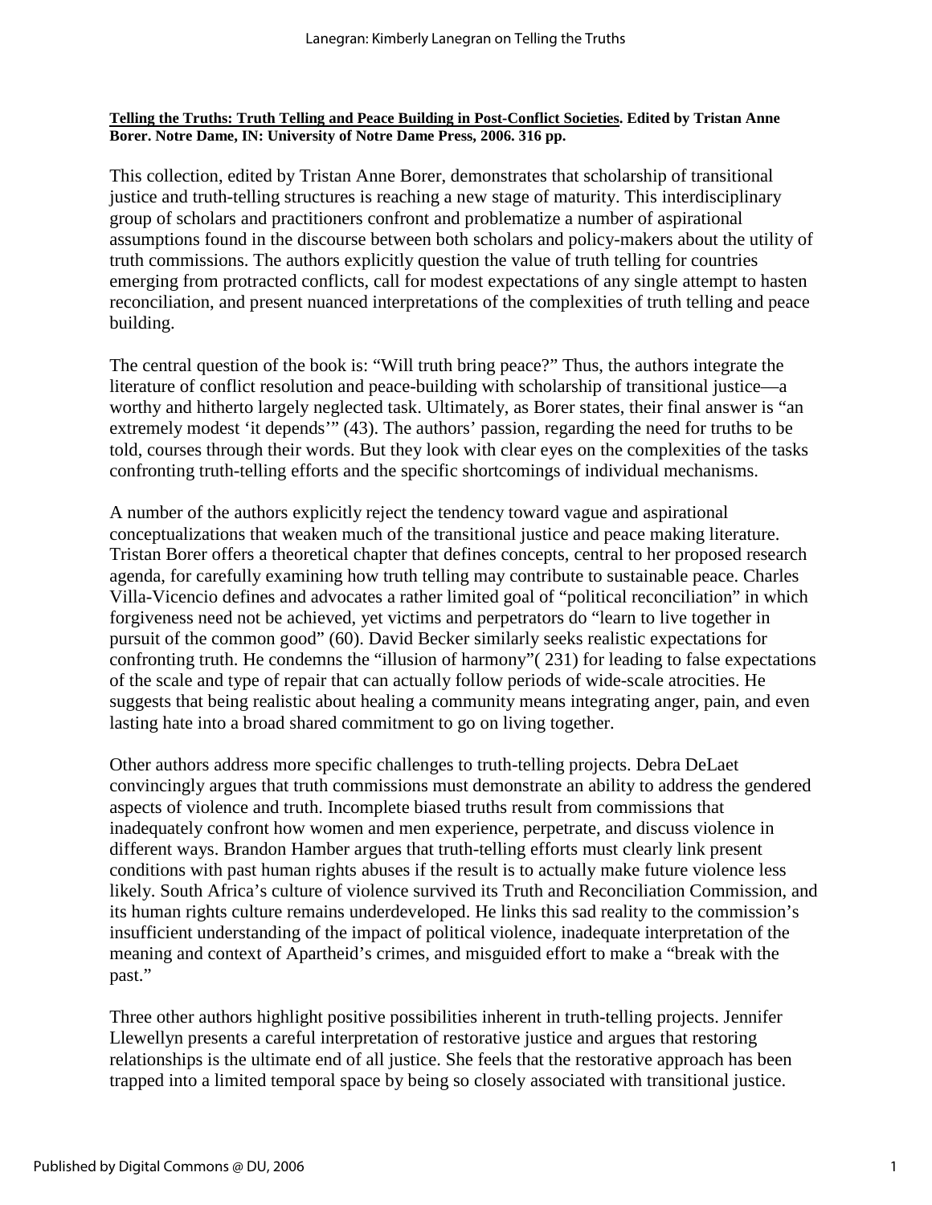**Telling the Truths: Truth Telling and Peace Building in Post-Conflict Societies. Edited by Tristan Anne Borer. Notre Dame, IN: University of Notre Dame Press, 2006. 316 pp.**

This collection, edited by Tristan Anne Borer, demonstrates that scholarship of transitional justice and truth-telling structures is reaching a new stage of maturity. This interdisciplinary group of scholars and practitioners confront and problematize a number of aspirational assumptions found in the discourse between both scholars and policy-makers about the utility of truth commissions. The authors explicitly question the value of truth telling for countries emerging from protracted conflicts, call for modest expectations of any single attempt to hasten reconciliation, and present nuanced interpretations of the complexities of truth telling and peace building.

The central question of the book is: "Will truth bring peace?" Thus, the authors integrate the literature of conflict resolution and peace-building with scholarship of transitional justice—a worthy and hitherto largely neglected task. Ultimately, as Borer states, their final answer is "an extremely modest 'it depends'" (43). The authors' passion, regarding the need for truths to be told, courses through their words. But they look with clear eyes on the complexities of the tasks confronting truth-telling efforts and the specific shortcomings of individual mechanisms.

A number of the authors explicitly reject the tendency toward vague and aspirational conceptualizations that weaken much of the transitional justice and peace making literature. Tristan Borer offers a theoretical chapter that defines concepts, central to her proposed research agenda, for carefully examining how truth telling may contribute to sustainable peace. Charles Villa-Vicencio defines and advocates a rather limited goal of "political reconciliation" in which forgiveness need not be achieved, yet victims and perpetrators do "learn to live together in pursuit of the common good" (60). David Becker similarly seeks realistic expectations for confronting truth. He condemns the "illusion of harmony"( 231) for leading to false expectations of the scale and type of repair that can actually follow periods of wide-scale atrocities. He suggests that being realistic about healing a community means integrating anger, pain, and even lasting hate into a broad shared commitment to go on living together.

Other authors address more specific challenges to truth-telling projects. Debra DeLaet convincingly argues that truth commissions must demonstrate an ability to address the gendered aspects of violence and truth. Incomplete biased truths result from commissions that inadequately confront how women and men experience, perpetrate, and discuss violence in different ways. Brandon Hamber argues that truth-telling efforts must clearly link present conditions with past human rights abuses if the result is to actually make future violence less likely. South Africa's culture of violence survived its Truth and Reconciliation Commission, and its human rights culture remains underdeveloped. He links this sad reality to the commission's insufficient understanding of the impact of political violence, inadequate interpretation of the meaning and context of Apartheid's crimes, and misguided effort to make a "break with the past."

Three other authors highlight positive possibilities inherent in truth-telling projects. Jennifer Llewellyn presents a careful interpretation of restorative justice and argues that restoring relationships is the ultimate end of all justice. She feels that the restorative approach has been trapped into a limited temporal space by being so closely associated with transitional justice.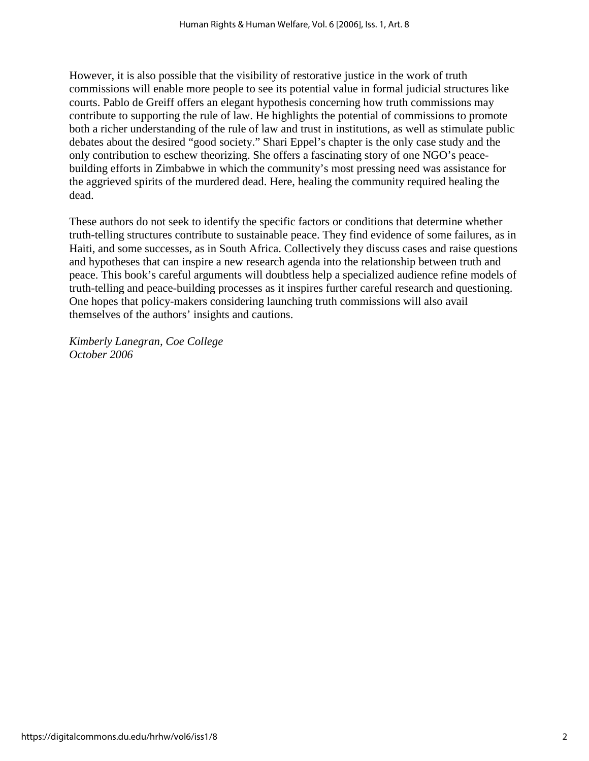However, it is also possible that the visibility of restorative justice in the work of truth commissions will enable more people to see its potential value in formal judicial structures like courts. Pablo de Greiff offers an elegant hypothesis concerning how truth commissions may contribute to supporting the rule of law. He highlights the potential of commissions to promote both a richer understanding of the rule of law and trust in institutions, as well as stimulate public debates about the desired "good society." Shari Eppel's chapter is the only case study and the only contribution to eschew theorizing. She offers a fascinating story of one NGO's peace-building efforts in Zimbabwe in which the community's most pressing need was assistance for the aggrieved spirits of the murdered dead. Here, healing the community required healing the dead.

These authors do not seek to identify the specific factors or conditions that determine whether truth-telling structures contribute to sustainable peace. They find evidence of some failures, as in Haiti, and some successes, as in South Africa. Collectively they discuss cases and raise questions and hypotheses that can inspire a new research agenda into the relationship between truth and peace. This book's careful arguments will doubtless help a specialized audience refine models of truth-telling and peace-building processes as it inspires further careful research and questioning. One hopes that policy-makers considering launching truth commissions will also avail themselves of the authors' insights and cautions.

*Kimberly Lanegran, Coe College*
*October 2006*